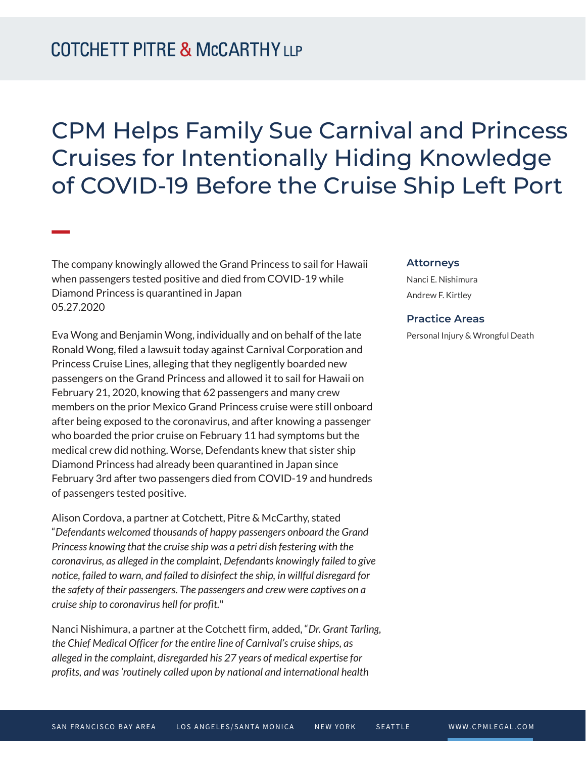# CPM Helps Family Sue Carnival and Princess Cruises for Intentionally Hiding Knowledge of COVID-19 Before the Cruise Ship Left Port

The company knowingly allowed the Grand Princess to sail for Hawaii when passengers tested positive and died from COVID-19 while Diamond Princess is quarantined in Japan
05.27.2020

**Attorneys**

Nanci E. Nishimura

Andrew F. Kirtley

**Practice Areas**

Personal Injury & Wrongful Death

Eva Wong and Benjamin Wong, individually and on behalf of the late Ronald Wong, filed a lawsuit today against Carnival Corporation and Princess Cruise Lines, alleging that they negligently boarded new passengers on the Grand Princess and allowed it to sail for Hawaii on February 21, 2020, knowing that 62 passengers and many crew members on the prior Mexico Grand Princess cruise were still onboard after being exposed to the coronavirus, and after knowing a passenger who boarded the prior cruise on February 11 had symptoms but the medical crew did nothing. Worse, Defendants knew that sister ship Diamond Princess had already been quarantined in Japan since February 3rd after two passengers died from COVID-19 and hundreds of passengers tested positive.

Alison Cordova, a partner at Cotchett, Pitre & McCarthy, stated "*Defendants welcomed thousands of happy passengers onboard the Grand Princess knowing that the cruise ship was a petri dish festering with the coronavirus, as alleged in the complaint, Defendants knowingly failed to give notice, failed to warn, and failed to disinfect the ship, in willful disregard for the safety of their passengers. The passengers and crew were captives on a cruise ship to coronavirus hell for profit.*"

Nanci Nishimura, a partner at the Cotchett firm, added, "*Dr. Grant Tarling, the Chief Medical Officer for the entire line of Carnival's cruise ships, as alleged in the complaint, disregarded his 27 years of medical expertise for profits, and was 'routinely called upon by national and international health*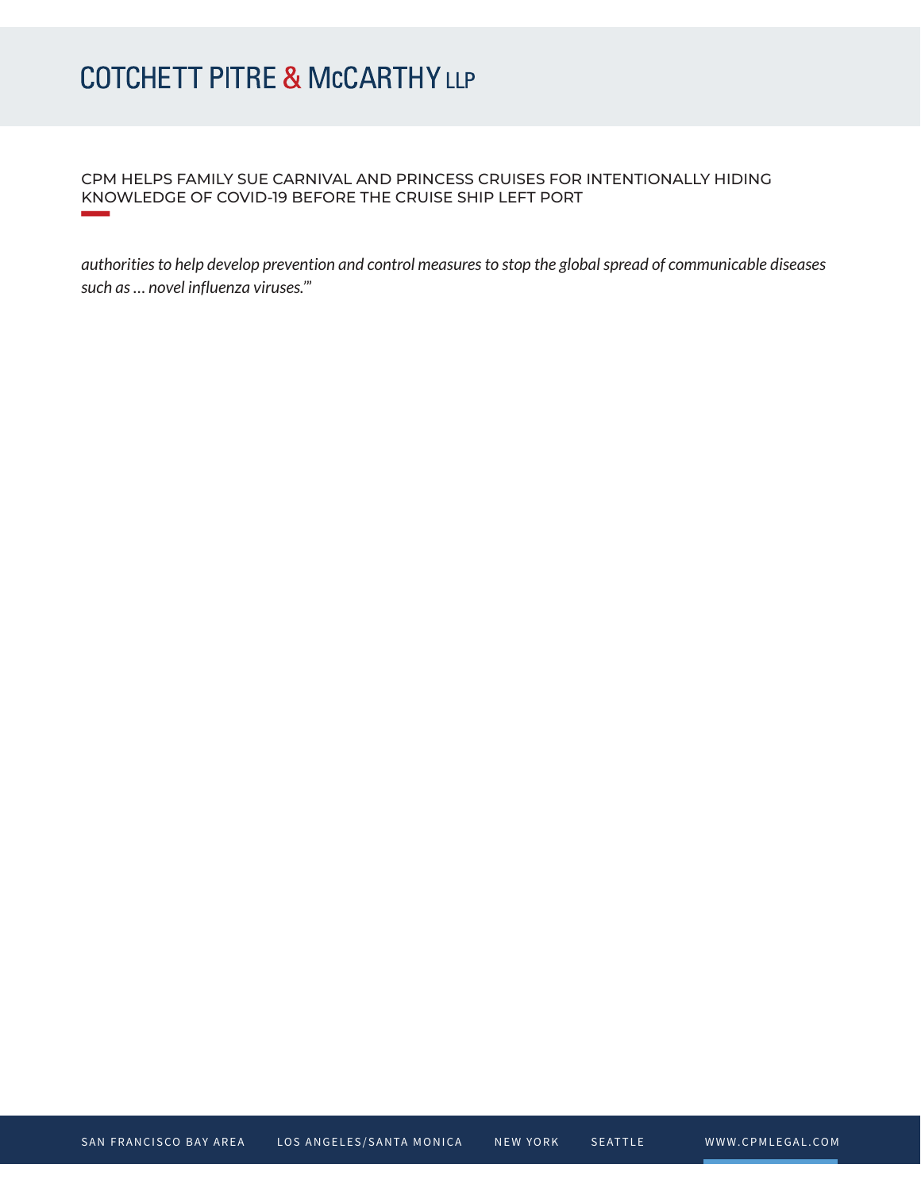*authorities to help develop prevention and control measures to stop the global spread of communicable diseases such as … novel influenza viruses.'"*